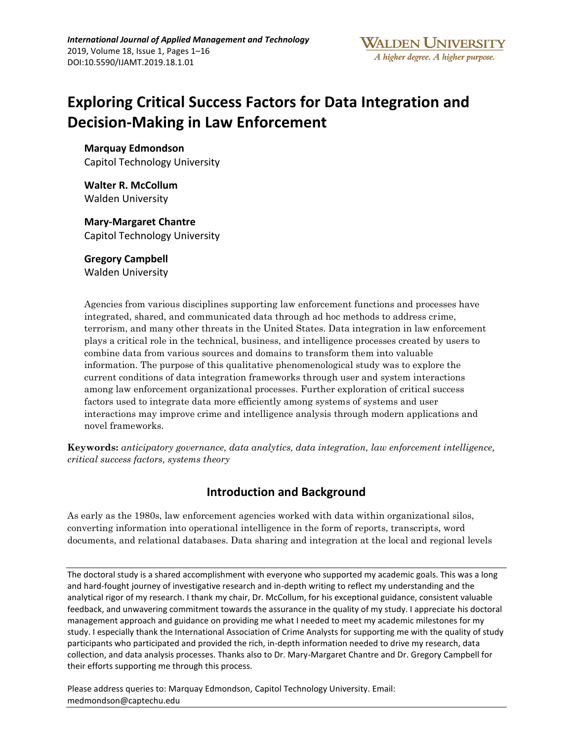# Exploring Critical Success Factors for Data Integration and Decision-Making in Law Enforcement

**Marquay Edmondson**
Capitol Technology University

**Walter R. McCollum**
Walden University

**Mary-Margaret Chantre**
Capitol Technology University

**Gregory Campbell**
Walden University

Agencies from various disciplines supporting law enforcement functions and processes have integrated, shared, and communicated data through ad hoc methods to address crime, terrorism, and many other threats in the United States. Data integration in law enforcement plays a critical role in the technical, business, and intelligence processes created by users to combine data from various sources and domains to transform them into valuable information. The purpose of this qualitative phenomenological study was to explore the current conditions of data integration frameworks through user and system interactions among law enforcement organizational processes. Further exploration of critical success factors used to integrate data more efficiently among systems of systems and user interactions may improve crime and intelligence analysis through modern applications and novel frameworks.

**Keywords:** *anticipatory governance, data analytics, data integration, law enforcement intelligence, critical success factors, systems theory*

## Introduction and Background

As early as the 1980s, law enforcement agencies worked with data within organizational silos, converting information into operational intelligence in the form of reports, transcripts, word documents, and relational databases. Data sharing and integration at the local and regional levels

---

The doctoral study is a shared accomplishment with everyone who supported my academic goals. This was a long and hard-fought journey of investigative research and in-depth writing to reflect my understanding and the analytical rigor of my research. I thank my chair, Dr. McCollum, for his exceptional guidance, consistent valuable feedback, and unwavering commitment towards the assurance in the quality of my study. I appreciate his doctoral management approach and guidance on providing me what I needed to meet my academic milestones for my study. I especially thank the International Association of Crime Analysts for supporting me with the quality of study participants who participated and provided the rich, in-depth information needed to drive my research, data collection, and data analysis processes. Thanks also to Dr. Mary-Margaret Chantre and Dr. Gregory Campbell for their efforts supporting me through this process.

Please address queries to: Marquay Edmondson, Capitol Technology University. Email: medmondson@captechu.edu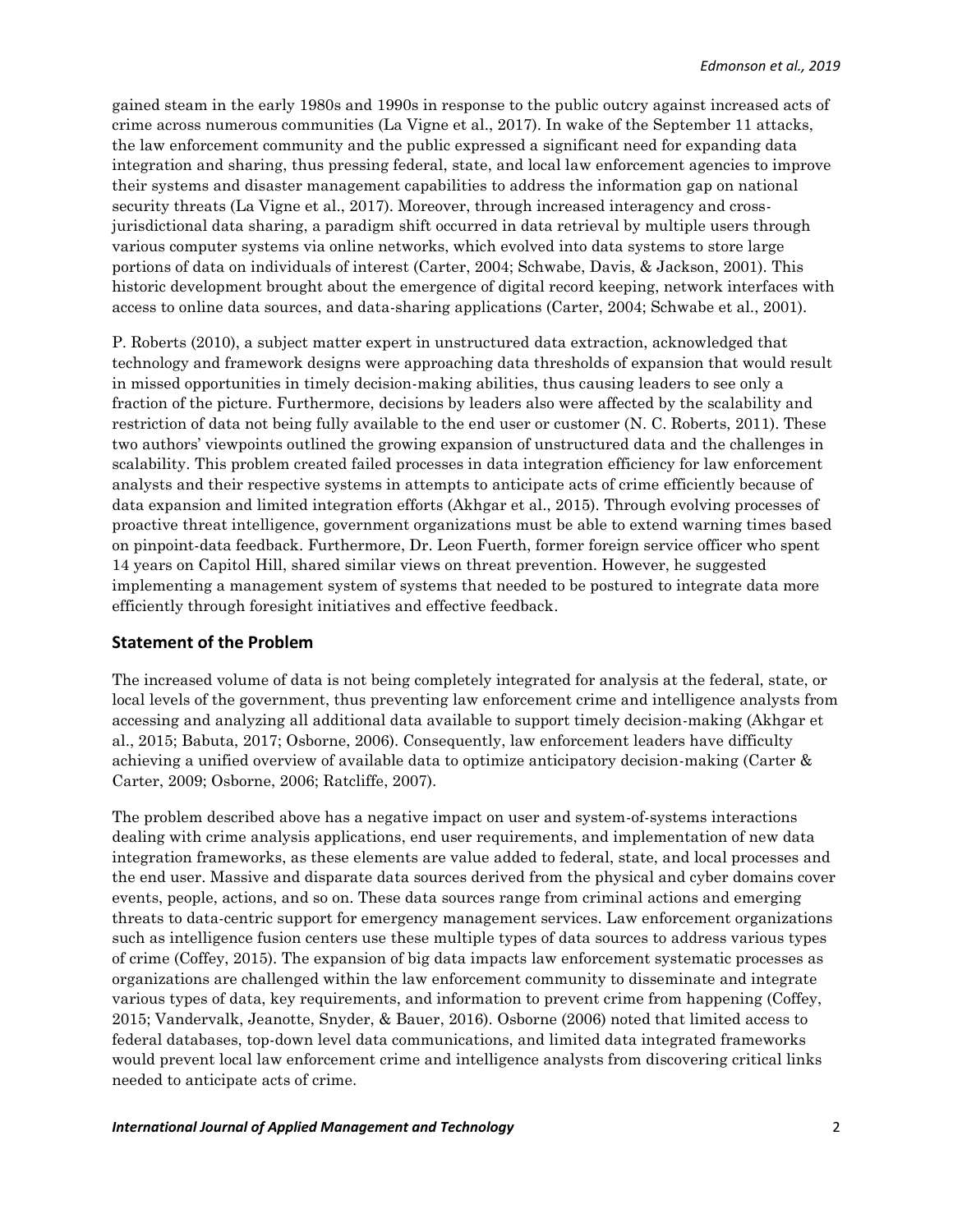gained steam in the early 1980s and 1990s in response to the public outcry against increased acts of crime across numerous communities (La Vigne et al., 2017). In wake of the September 11 attacks, the law enforcement community and the public expressed a significant need for expanding data integration and sharing, thus pressing federal, state, and local law enforcement agencies to improve their systems and disaster management capabilities to address the information gap on national security threats (La Vigne et al., 2017). Moreover, through increased interagency and cross-jurisdictional data sharing, a paradigm shift occurred in data retrieval by multiple users through various computer systems via online networks, which evolved into data systems to store large portions of data on individuals of interest (Carter, 2004; Schwabe, Davis, & Jackson, 2001). This historic development brought about the emergence of digital record keeping, network interfaces with access to online data sources, and data-sharing applications (Carter, 2004; Schwabe et al., 2001).

P. Roberts (2010), a subject matter expert in unstructured data extraction, acknowledged that technology and framework designs were approaching data thresholds of expansion that would result in missed opportunities in timely decision-making abilities, thus causing leaders to see only a fraction of the picture. Furthermore, decisions by leaders also were affected by the scalability and restriction of data not being fully available to the end user or customer (N. C. Roberts, 2011). These two authors' viewpoints outlined the growing expansion of unstructured data and the challenges in scalability. This problem created failed processes in data integration efficiency for law enforcement analysts and their respective systems in attempts to anticipate acts of crime efficiently because of data expansion and limited integration efforts (Akhgar et al., 2015). Through evolving processes of proactive threat intelligence, government organizations must be able to extend warning times based on pinpoint-data feedback. Furthermore, Dr. Leon Fuerth, former foreign service officer who spent 14 years on Capitol Hill, shared similar views on threat prevention. However, he suggested implementing a management system of systems that needed to be postured to integrate data more efficiently through foresight initiatives and effective feedback.

## Statement of the Problem

The increased volume of data is not being completely integrated for analysis at the federal, state, or local levels of the government, thus preventing law enforcement crime and intelligence analysts from accessing and analyzing all additional data available to support timely decision-making (Akhgar et al., 2015; Babuta, 2017; Osborne, 2006). Consequently, law enforcement leaders have difficulty achieving a unified overview of available data to optimize anticipatory decision-making (Carter & Carter, 2009; Osborne, 2006; Ratcliffe, 2007).

The problem described above has a negative impact on user and system-of-systems interactions dealing with crime analysis applications, end user requirements, and implementation of new data integration frameworks, as these elements are value added to federal, state, and local processes and the end user. Massive and disparate data sources derived from the physical and cyber domains cover events, people, actions, and so on. These data sources range from criminal actions and emerging threats to data-centric support for emergency management services. Law enforcement organizations such as intelligence fusion centers use these multiple types of data sources to address various types of crime (Coffey, 2015). The expansion of big data impacts law enforcement systematic processes as organizations are challenged within the law enforcement community to disseminate and integrate various types of data, key requirements, and information to prevent crime from happening (Coffey, 2015; Vandervalk, Jeanotte, Snyder, & Bauer, 2016). Osborne (2006) noted that limited access to federal databases, top-down level data communications, and limited data integrated frameworks would prevent local law enforcement crime and intelligence analysts from discovering critical links needed to anticipate acts of crime.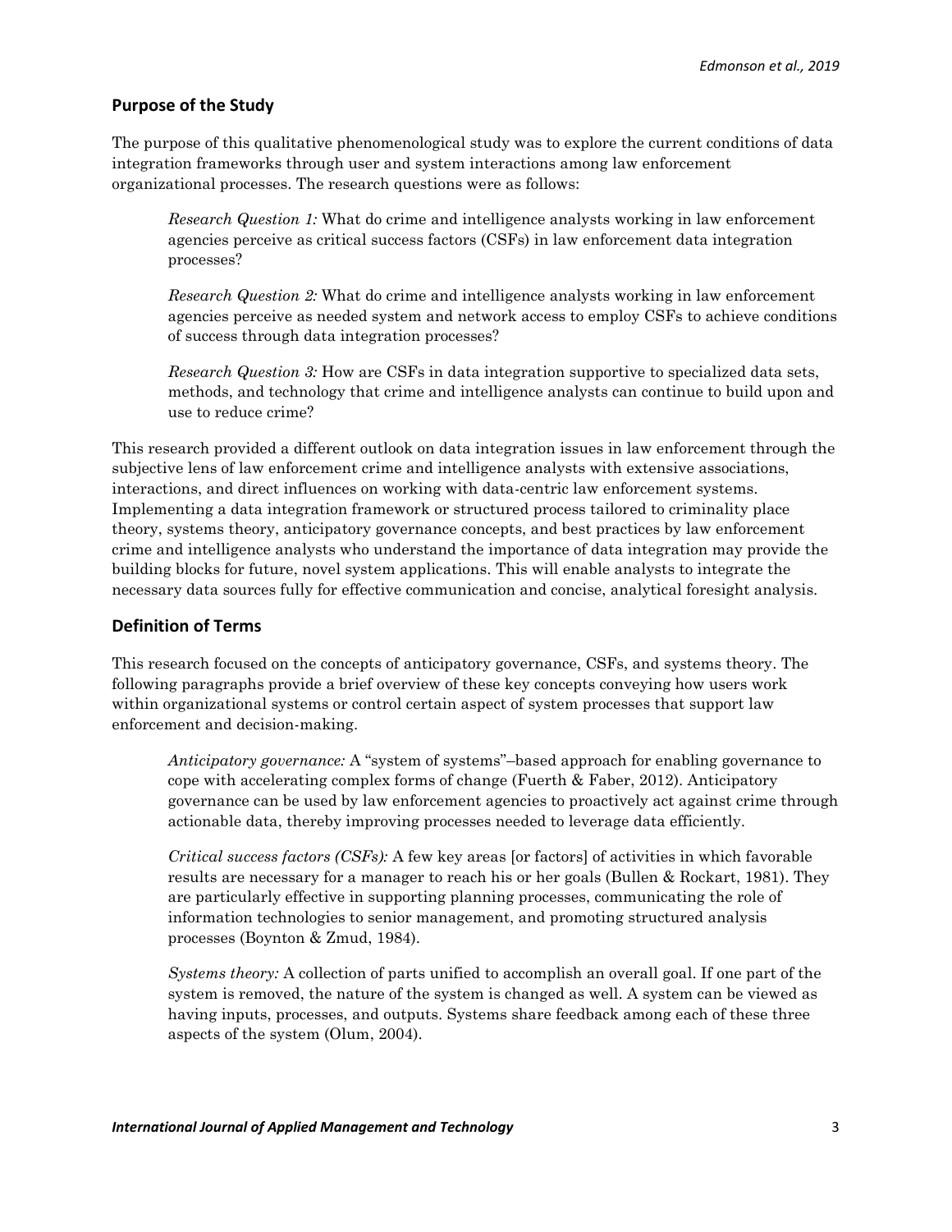## Purpose of the Study

The purpose of this qualitative phenomenological study was to explore the current conditions of data integration frameworks through user and system interactions among law enforcement organizational processes. The research questions were as follows:

> *Research Question 1:* What do crime and intelligence analysts working in law enforcement agencies perceive as critical success factors (CSFs) in law enforcement data integration processes?
>
> *Research Question 2:* What do crime and intelligence analysts working in law enforcement agencies perceive as needed system and network access to employ CSFs to achieve conditions of success through data integration processes?
>
> *Research Question 3:* How are CSFs in data integration supportive to specialized data sets, methods, and technology that crime and intelligence analysts can continue to build upon and use to reduce crime?

This research provided a different outlook on data integration issues in law enforcement through the subjective lens of law enforcement crime and intelligence analysts with extensive associations, interactions, and direct influences on working with data-centric law enforcement systems. Implementing a data integration framework or structured process tailored to criminality place theory, systems theory, anticipatory governance concepts, and best practices by law enforcement crime and intelligence analysts who understand the importance of data integration may provide the building blocks for future, novel system applications. This will enable analysts to integrate the necessary data sources fully for effective communication and concise, analytical foresight analysis.

## Definition of Terms

This research focused on the concepts of anticipatory governance, CSFs, and systems theory. The following paragraphs provide a brief overview of these key concepts conveying how users work within organizational systems or control certain aspect of system processes that support law enforcement and decision-making.

> *Anticipatory governance:* A "system of systems"–based approach for enabling governance to cope with accelerating complex forms of change (Fuerth & Faber, 2012). Anticipatory governance can be used by law enforcement agencies to proactively act against crime through actionable data, thereby improving processes needed to leverage data efficiently.
>
> *Critical success factors (CSFs):* A few key areas [or factors] of activities in which favorable results are necessary for a manager to reach his or her goals (Bullen & Rockart, 1981). They are particularly effective in supporting planning processes, communicating the role of information technologies to senior management, and promoting structured analysis processes (Boynton & Zmud, 1984).
>
> *Systems theory:* A collection of parts unified to accomplish an overall goal. If one part of the system is removed, the nature of the system is changed as well. A system can be viewed as having inputs, processes, and outputs. Systems share feedback among each of these three aspects of the system (Olum, 2004).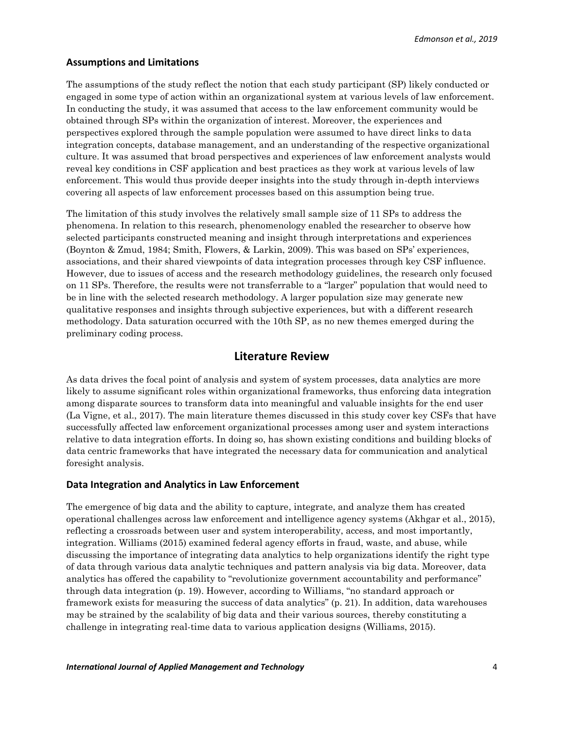## Assumptions and Limitations

The assumptions of the study reflect the notion that each study participant (SP) likely conducted or engaged in some type of action within an organizational system at various levels of law enforcement. In conducting the study, it was assumed that access to the law enforcement community would be obtained through SPs within the organization of interest. Moreover, the experiences and perspectives explored through the sample population were assumed to have direct links to data integration concepts, database management, and an understanding of the respective organizational culture. It was assumed that broad perspectives and experiences of law enforcement analysts would reveal key conditions in CSF application and best practices as they work at various levels of law enforcement. This would thus provide deeper insights into the study through in-depth interviews covering all aspects of law enforcement processes based on this assumption being true.

The limitation of this study involves the relatively small sample size of 11 SPs to address the phenomena. In relation to this research, phenomenology enabled the researcher to observe how selected participants constructed meaning and insight through interpretations and experiences (Boynton & Zmud, 1984; Smith, Flowers, & Larkin, 2009). This was based on SPs' experiences, associations, and their shared viewpoints of data integration processes through key CSF influence. However, due to issues of access and the research methodology guidelines, the research only focused on 11 SPs. Therefore, the results were not transferrable to a "larger" population that would need to be in line with the selected research methodology. A larger population size may generate new qualitative responses and insights through subjective experiences, but with a different research methodology. Data saturation occurred with the 10th SP, as no new themes emerged during the preliminary coding process.

# Literature Review

As data drives the focal point of analysis and system of system processes, data analytics are more likely to assume significant roles within organizational frameworks, thus enforcing data integration among disparate sources to transform data into meaningful and valuable insights for the end user (La Vigne, et al., 2017). The main literature themes discussed in this study cover key CSFs that have successfully affected law enforcement organizational processes among user and system interactions relative to data integration efforts. In doing so, has shown existing conditions and building blocks of data centric frameworks that have integrated the necessary data for communication and analytical foresight analysis.

## Data Integration and Analytics in Law Enforcement

The emergence of big data and the ability to capture, integrate, and analyze them has created operational challenges across law enforcement and intelligence agency systems (Akhgar et al., 2015), reflecting a crossroads between user and system interoperability, access, and most importantly, integration. Williams (2015) examined federal agency efforts in fraud, waste, and abuse, while discussing the importance of integrating data analytics to help organizations identify the right type of data through various data analytic techniques and pattern analysis via big data. Moreover, data analytics has offered the capability to "revolutionize government accountability and performance" through data integration (p. 19). However, according to Williams, "no standard approach or framework exists for measuring the success of data analytics" (p. 21). In addition, data warehouses may be strained by the scalability of big data and their various sources, thereby constituting a challenge in integrating real-time data to various application designs (Williams, 2015).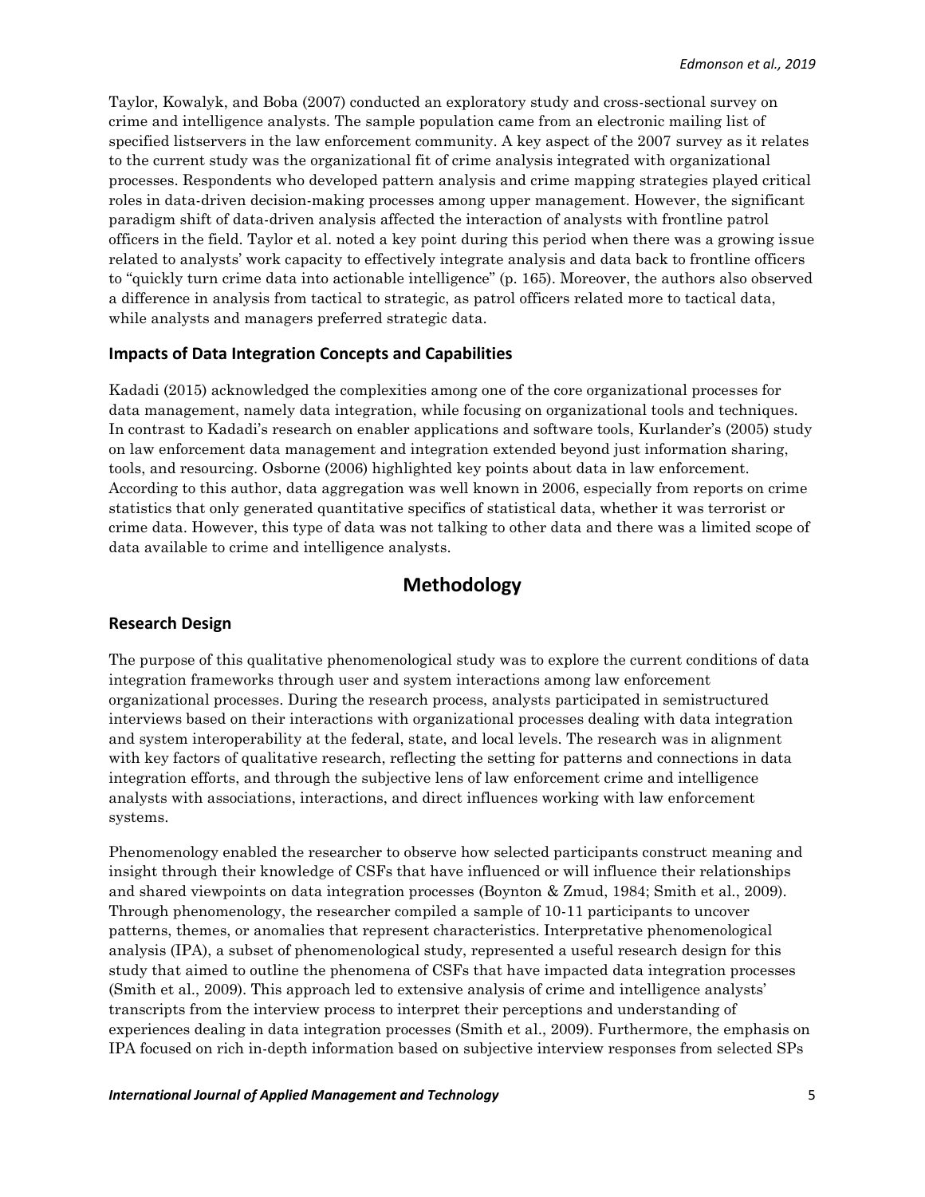Taylor, Kowalyk, and Boba (2007) conducted an exploratory study and cross-sectional survey on crime and intelligence analysts. The sample population came from an electronic mailing list of specified listservers in the law enforcement community. A key aspect of the 2007 survey as it relates to the current study was the organizational fit of crime analysis integrated with organizational processes. Respondents who developed pattern analysis and crime mapping strategies played critical roles in data-driven decision-making processes among upper management. However, the significant paradigm shift of data-driven analysis affected the interaction of analysts with frontline patrol officers in the field. Taylor et al. noted a key point during this period when there was a growing issue related to analysts' work capacity to effectively integrate analysis and data back to frontline officers to "quickly turn crime data into actionable intelligence" (p. 165). Moreover, the authors also observed a difference in analysis from tactical to strategic, as patrol officers related more to tactical data, while analysts and managers preferred strategic data.

### Impacts of Data Integration Concepts and Capabilities

Kadadi (2015) acknowledged the complexities among one of the core organizational processes for data management, namely data integration, while focusing on organizational tools and techniques. In contrast to Kadadi's research on enabler applications and software tools, Kurlander's (2005) study on law enforcement data management and integration extended beyond just information sharing, tools, and resourcing. Osborne (2006) highlighted key points about data in law enforcement. According to this author, data aggregation was well known in 2006, especially from reports on crime statistics that only generated quantitative specifics of statistical data, whether it was terrorist or crime data. However, this type of data was not talking to other data and there was a limited scope of data available to crime and intelligence analysts.

## Methodology

### Research Design

The purpose of this qualitative phenomenological study was to explore the current conditions of data integration frameworks through user and system interactions among law enforcement organizational processes. During the research process, analysts participated in semistructured interviews based on their interactions with organizational processes dealing with data integration and system interoperability at the federal, state, and local levels. The research was in alignment with key factors of qualitative research, reflecting the setting for patterns and connections in data integration efforts, and through the subjective lens of law enforcement crime and intelligence analysts with associations, interactions, and direct influences working with law enforcement systems.

Phenomenology enabled the researcher to observe how selected participants construct meaning and insight through their knowledge of CSFs that have influenced or will influence their relationships and shared viewpoints on data integration processes (Boynton & Zmud, 1984; Smith et al., 2009). Through phenomenology, the researcher compiled a sample of 10-11 participants to uncover patterns, themes, or anomalies that represent characteristics. Interpretative phenomenological analysis (IPA), a subset of phenomenological study, represented a useful research design for this study that aimed to outline the phenomena of CSFs that have impacted data integration processes (Smith et al., 2009). This approach led to extensive analysis of crime and intelligence analysts' transcripts from the interview process to interpret their perceptions and understanding of experiences dealing in data integration processes (Smith et al., 2009). Furthermore, the emphasis on IPA focused on rich in-depth information based on subjective interview responses from selected SPs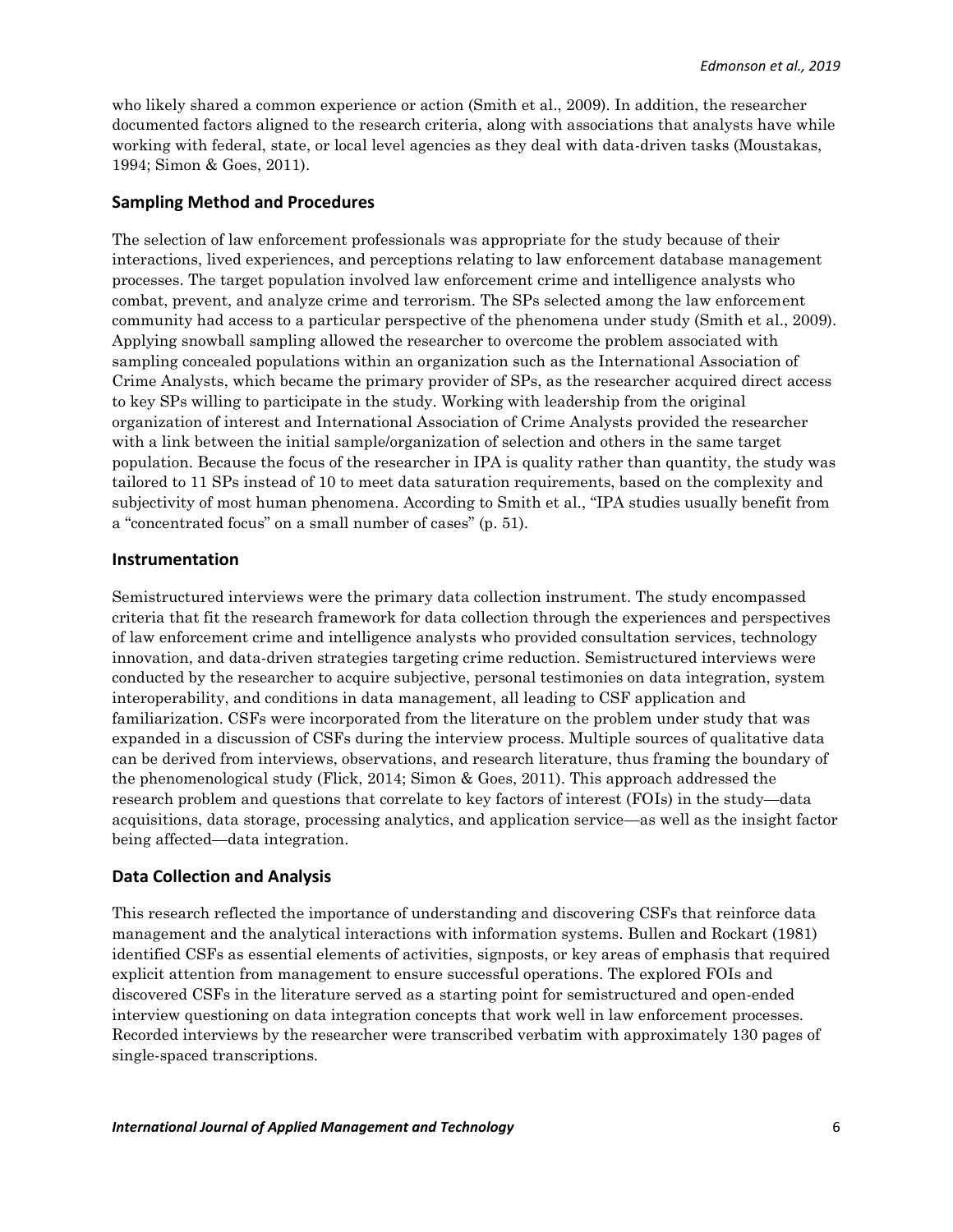who likely shared a common experience or action (Smith et al., 2009). In addition, the researcher documented factors aligned to the research criteria, along with associations that analysts have while working with federal, state, or local level agencies as they deal with data-driven tasks (Moustakas, 1994; Simon & Goes, 2011).

## Sampling Method and Procedures

The selection of law enforcement professionals was appropriate for the study because of their interactions, lived experiences, and perceptions relating to law enforcement database management processes. The target population involved law enforcement crime and intelligence analysts who combat, prevent, and analyze crime and terrorism. The SPs selected among the law enforcement community had access to a particular perspective of the phenomena under study (Smith et al., 2009). Applying snowball sampling allowed the researcher to overcome the problem associated with sampling concealed populations within an organization such as the International Association of Crime Analysts, which became the primary provider of SPs, as the researcher acquired direct access to key SPs willing to participate in the study. Working with leadership from the original organization of interest and International Association of Crime Analysts provided the researcher with a link between the initial sample/organization of selection and others in the same target population. Because the focus of the researcher in IPA is quality rather than quantity, the study was tailored to 11 SPs instead of 10 to meet data saturation requirements, based on the complexity and subjectivity of most human phenomena. According to Smith et al., "IPA studies usually benefit from a "concentrated focus" on a small number of cases" (p. 51).

## Instrumentation

Semistructured interviews were the primary data collection instrument. The study encompassed criteria that fit the research framework for data collection through the experiences and perspectives of law enforcement crime and intelligence analysts who provided consultation services, technology innovation, and data-driven strategies targeting crime reduction. Semistructured interviews were conducted by the researcher to acquire subjective, personal testimonies on data integration, system interoperability, and conditions in data management, all leading to CSF application and familiarization. CSFs were incorporated from the literature on the problem under study that was expanded in a discussion of CSFs during the interview process. Multiple sources of qualitative data can be derived from interviews, observations, and research literature, thus framing the boundary of the phenomenological study (Flick, 2014; Simon & Goes, 2011). This approach addressed the research problem and questions that correlate to key factors of interest (FOIs) in the study—data acquisitions, data storage, processing analytics, and application service—as well as the insight factor being affected—data integration.

## Data Collection and Analysis

This research reflected the importance of understanding and discovering CSFs that reinforce data management and the analytical interactions with information systems. Bullen and Rockart (1981) identified CSFs as essential elements of activities, signposts, or key areas of emphasis that required explicit attention from management to ensure successful operations. The explored FOIs and discovered CSFs in the literature served as a starting point for semistructured and open-ended interview questioning on data integration concepts that work well in law enforcement processes. Recorded interviews by the researcher were transcribed verbatim with approximately 130 pages of single-spaced transcriptions.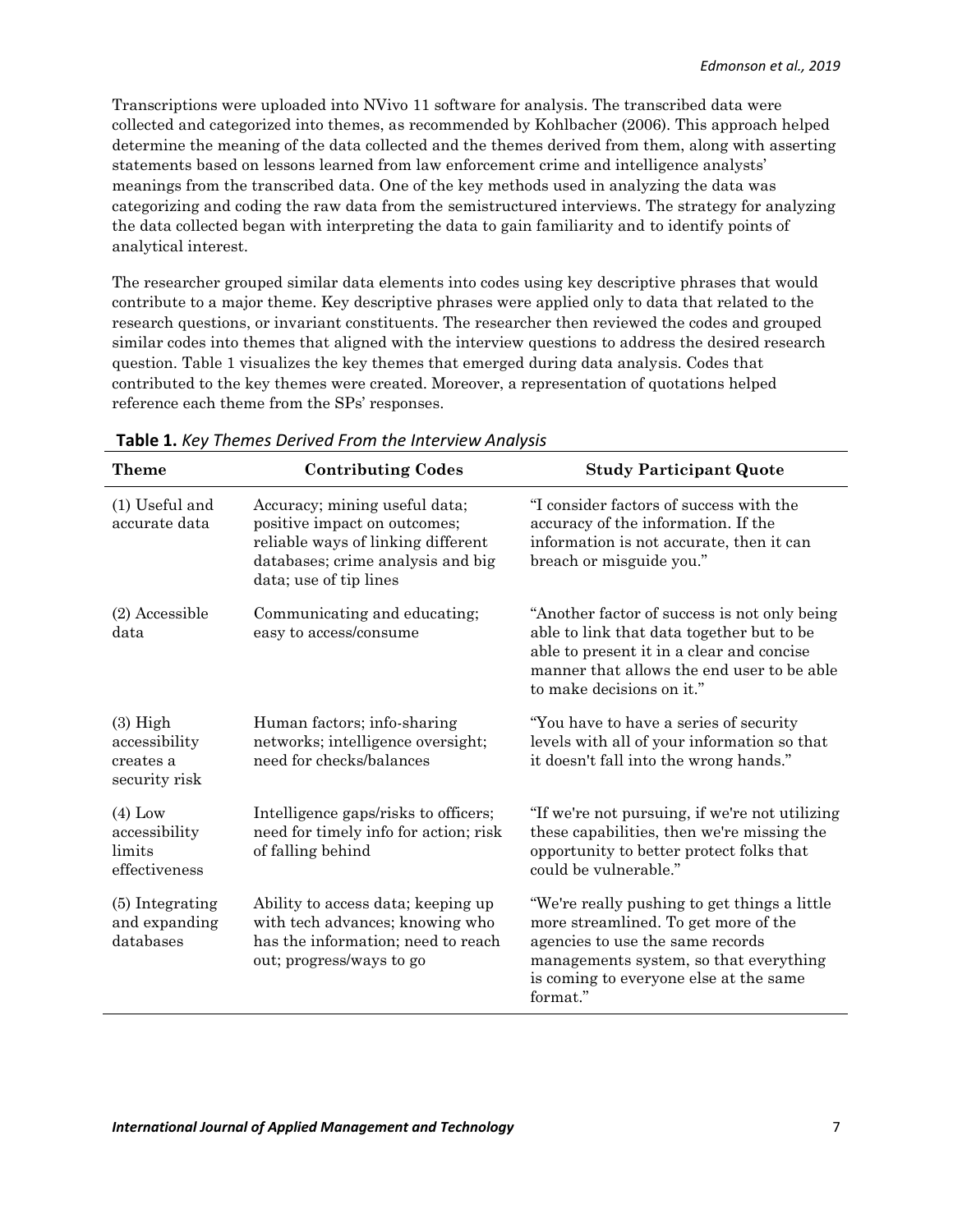Transcriptions were uploaded into NVivo 11 software for analysis. The transcribed data were collected and categorized into themes, as recommended by Kohlbacher (2006). This approach helped determine the meaning of the data collected and the themes derived from them, along with asserting statements based on lessons learned from law enforcement crime and intelligence analysts' meanings from the transcribed data. One of the key methods used in analyzing the data was categorizing and coding the raw data from the semistructured interviews. The strategy for analyzing the data collected began with interpreting the data to gain familiarity and to identify points of analytical interest.

The researcher grouped similar data elements into codes using key descriptive phrases that would contribute to a major theme. Key descriptive phrases were applied only to data that related to the research questions, or invariant constituents. The researcher then reviewed the codes and grouped similar codes into themes that aligned with the interview questions to address the desired research question. Table 1 visualizes the key themes that emerged during data analysis. Codes that contributed to the key themes were created. Moreover, a representation of quotations helped reference each theme from the SPs' responses.

**Table 1.** *Key Themes Derived From the Interview Analysis*

| Theme | Contributing Codes | Study Participant Quote |
|---|---|---|
| (1) Useful and accurate data | Accuracy; mining useful data; positive impact on outcomes; reliable ways of linking different databases; crime analysis and big data; use of tip lines | "I consider factors of success with the accuracy of the information. If the information is not accurate, then it can breach or misguide you." |
| (2) Accessible data | Communicating and educating; easy to access/consume | "Another factor of success is not only being able to link that data together but to be able to present it in a clear and concise manner that allows the end user to be able to make decisions on it." |
| (3) High accessibility creates a security risk | Human factors; info-sharing networks; intelligence oversight; need for checks/balances | "You have to have a series of security levels with all of your information so that it doesn't fall into the wrong hands." |
| (4) Low accessibility limits effectiveness | Intelligence gaps/risks to officers; need for timely info for action; risk of falling behind | "If we're not pursuing, if we're not utilizing these capabilities, then we're missing the opportunity to better protect folks that could be vulnerable." |
| (5) Integrating and expanding databases | Ability to access data; keeping up with tech advances; knowing who has the information; need to reach out; progress/ways to go | "We're really pushing to get things a little more streamlined. To get more of the agencies to use the same records managements system, so that everything is coming to everyone else at the same format." |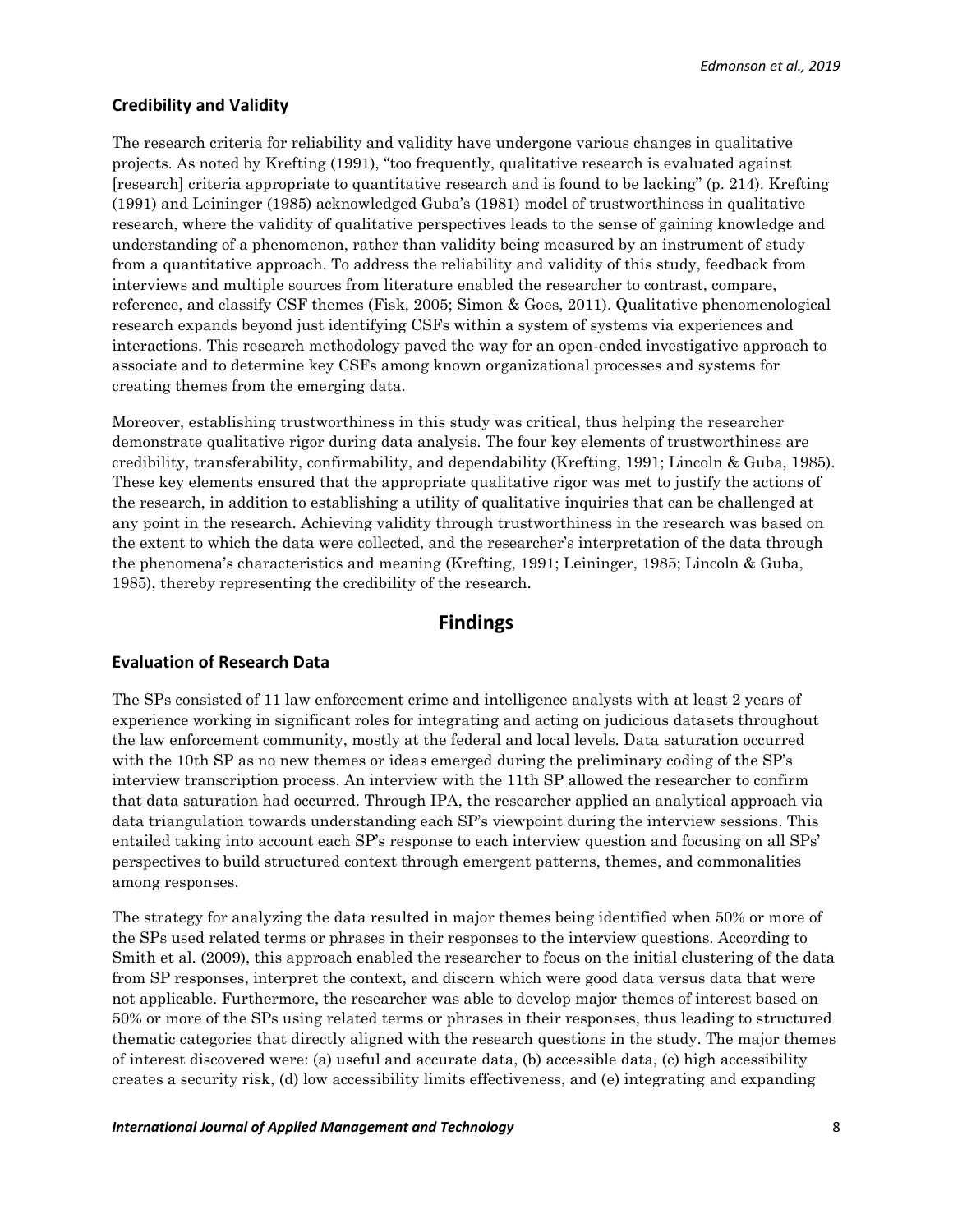### Credibility and Validity

The research criteria for reliability and validity have undergone various changes in qualitative projects. As noted by Krefting (1991), "too frequently, qualitative research is evaluated against [research] criteria appropriate to quantitative research and is found to be lacking" (p. 214). Krefting (1991) and Leininger (1985) acknowledged Guba's (1981) model of trustworthiness in qualitative research, where the validity of qualitative perspectives leads to the sense of gaining knowledge and understanding of a phenomenon, rather than validity being measured by an instrument of study from a quantitative approach. To address the reliability and validity of this study, feedback from interviews and multiple sources from literature enabled the researcher to contrast, compare, reference, and classify CSF themes (Fisk, 2005; Simon & Goes, 2011). Qualitative phenomenological research expands beyond just identifying CSFs within a system of systems via experiences and interactions. This research methodology paved the way for an open-ended investigative approach to associate and to determine key CSFs among known organizational processes and systems for creating themes from the emerging data.

Moreover, establishing trustworthiness in this study was critical, thus helping the researcher demonstrate qualitative rigor during data analysis. The four key elements of trustworthiness are credibility, transferability, confirmability, and dependability (Krefting, 1991; Lincoln & Guba, 1985). These key elements ensured that the appropriate qualitative rigor was met to justify the actions of the research, in addition to establishing a utility of qualitative inquiries that can be challenged at any point in the research. Achieving validity through trustworthiness in the research was based on the extent to which the data were collected, and the researcher's interpretation of the data through the phenomena's characteristics and meaning (Krefting, 1991; Leininger, 1985; Lincoln & Guba, 1985), thereby representing the credibility of the research.

## Findings

### Evaluation of Research Data

The SPs consisted of 11 law enforcement crime and intelligence analysts with at least 2 years of experience working in significant roles for integrating and acting on judicious datasets throughout the law enforcement community, mostly at the federal and local levels. Data saturation occurred with the 10th SP as no new themes or ideas emerged during the preliminary coding of the SP's interview transcription process. An interview with the 11th SP allowed the researcher to confirm that data saturation had occurred. Through IPA, the researcher applied an analytical approach via data triangulation towards understanding each SP's viewpoint during the interview sessions. This entailed taking into account each SP's response to each interview question and focusing on all SPs' perspectives to build structured context through emergent patterns, themes, and commonalities among responses.

The strategy for analyzing the data resulted in major themes being identified when 50% or more of the SPs used related terms or phrases in their responses to the interview questions. According to Smith et al. (2009), this approach enabled the researcher to focus on the initial clustering of the data from SP responses, interpret the context, and discern which were good data versus data that were not applicable. Furthermore, the researcher was able to develop major themes of interest based on 50% or more of the SPs using related terms or phrases in their responses, thus leading to structured thematic categories that directly aligned with the research questions in the study. The major themes of interest discovered were: (a) useful and accurate data, (b) accessible data, (c) high accessibility creates a security risk, (d) low accessibility limits effectiveness, and (e) integrating and expanding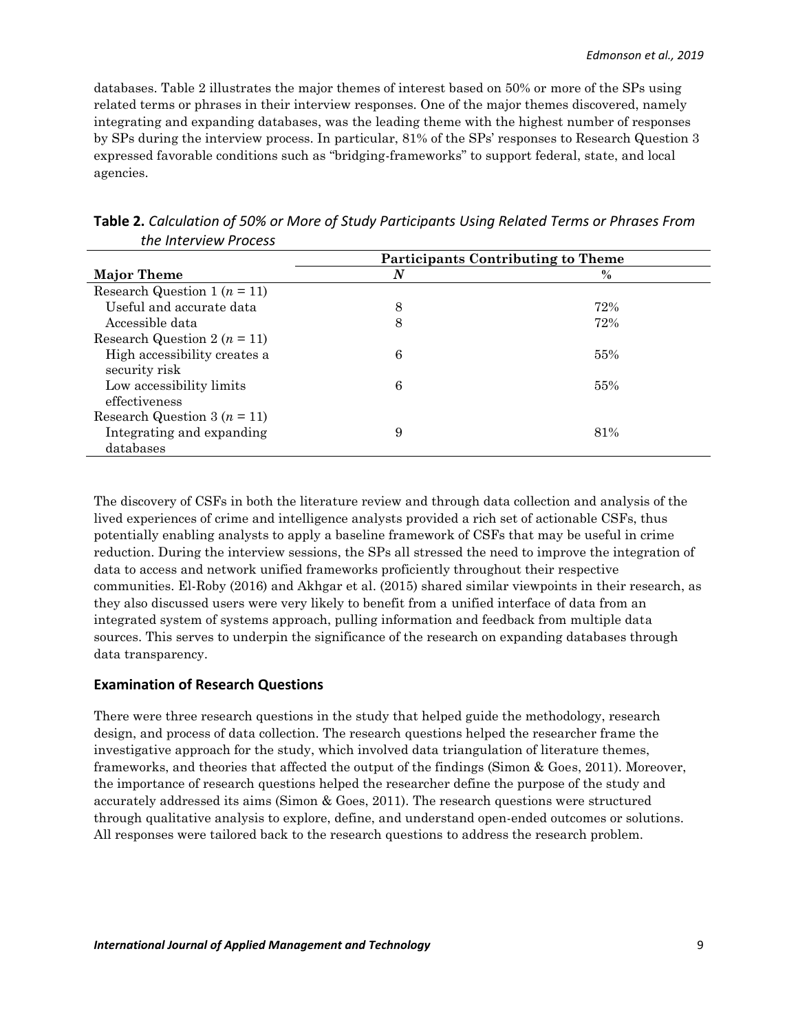databases. Table 2 illustrates the major themes of interest based on 50% or more of the SPs using related terms or phrases in their interview responses. One of the major themes discovered, namely integrating and expanding databases, was the leading theme with the highest number of responses by SPs during the interview process. In particular, 81% of the SPs' responses to Research Question 3 expressed favorable conditions such as "bridging-frameworks" to support federal, state, and local agencies.

**Table 2.** *Calculation of 50% or More of Study Participants Using Related Terms or Phrases From the Interview Process*

| | Participants Contributing to Theme | |
|---|---|---|
| **Major Theme** | ***N*** | **%** |
| Research Question 1 ($n$ = 11) | | |
| Useful and accurate data | 8 | 72% |
| Accessible data | 8 | 72% |
| Research Question 2 ($n$ = 11) | | |
| High accessibility creates a security risk | 6 | 55% |
| Low accessibility limits effectiveness | 6 | 55% |
| Research Question 3 ($n$ = 11) | | |
| Integrating and expanding databases | 9 | 81% |

The discovery of CSFs in both the literature review and through data collection and analysis of the lived experiences of crime and intelligence analysts provided a rich set of actionable CSFs, thus potentially enabling analysts to apply a baseline framework of CSFs that may be useful in crime reduction. During the interview sessions, the SPs all stressed the need to improve the integration of data to access and network unified frameworks proficiently throughout their respective communities. El-Roby (2016) and Akhgar et al. (2015) shared similar viewpoints in their research, as they also discussed users were very likely to benefit from a unified interface of data from an integrated system of systems approach, pulling information and feedback from multiple data sources. This serves to underpin the significance of the research on expanding databases through data transparency.

## Examination of Research Questions

There were three research questions in the study that helped guide the methodology, research design, and process of data collection. The research questions helped the researcher frame the investigative approach for the study, which involved data triangulation of literature themes, frameworks, and theories that affected the output of the findings (Simon & Goes, 2011). Moreover, the importance of research questions helped the researcher define the purpose of the study and accurately addressed its aims (Simon & Goes, 2011). The research questions were structured through qualitative analysis to explore, define, and understand open-ended outcomes or solutions. All responses were tailored back to the research questions to address the research problem.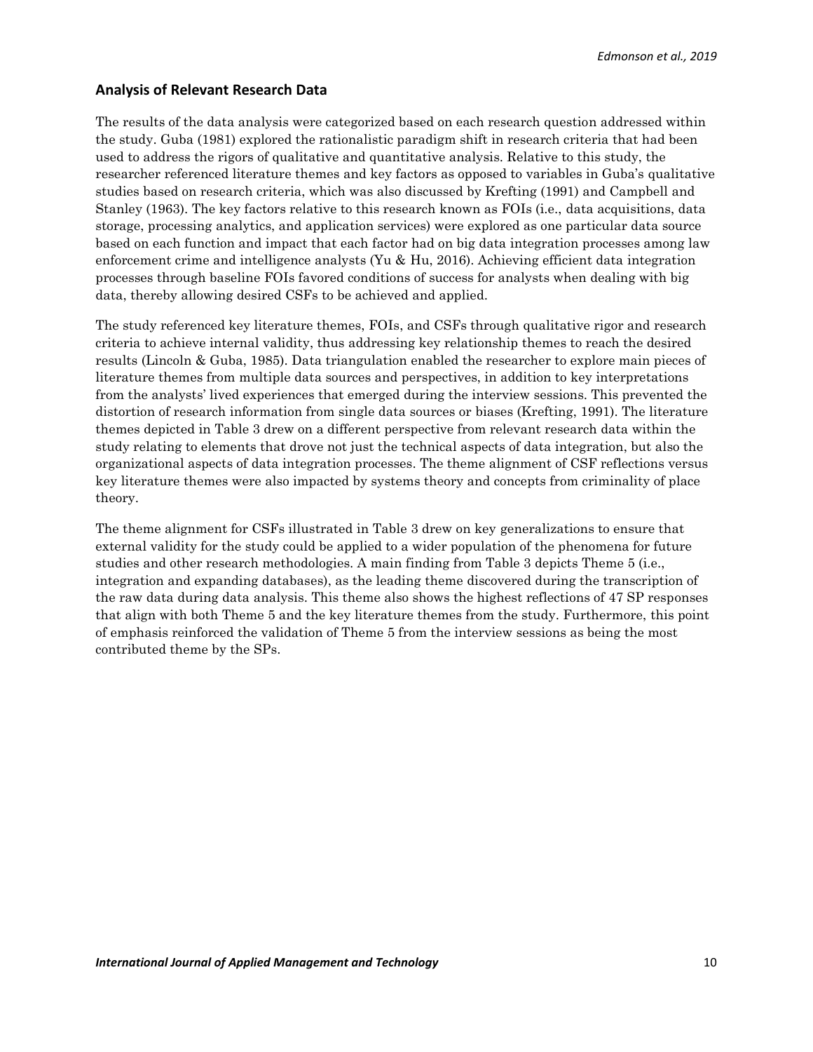## Analysis of Relevant Research Data

The results of the data analysis were categorized based on each research question addressed within the study. Guba (1981) explored the rationalistic paradigm shift in research criteria that had been used to address the rigors of qualitative and quantitative analysis. Relative to this study, the researcher referenced literature themes and key factors as opposed to variables in Guba's qualitative studies based on research criteria, which was also discussed by Krefting (1991) and Campbell and Stanley (1963). The key factors relative to this research known as FOIs (i.e., data acquisitions, data storage, processing analytics, and application services) were explored as one particular data source based on each function and impact that each factor had on big data integration processes among law enforcement crime and intelligence analysts (Yu & Hu, 2016). Achieving efficient data integration processes through baseline FOIs favored conditions of success for analysts when dealing with big data, thereby allowing desired CSFs to be achieved and applied.

The study referenced key literature themes, FOIs, and CSFs through qualitative rigor and research criteria to achieve internal validity, thus addressing key relationship themes to reach the desired results (Lincoln & Guba, 1985). Data triangulation enabled the researcher to explore main pieces of literature themes from multiple data sources and perspectives, in addition to key interpretations from the analysts' lived experiences that emerged during the interview sessions. This prevented the distortion of research information from single data sources or biases (Krefting, 1991). The literature themes depicted in Table 3 drew on a different perspective from relevant research data within the study relating to elements that drove not just the technical aspects of data integration, but also the organizational aspects of data integration processes. The theme alignment of CSF reflections versus key literature themes were also impacted by systems theory and concepts from criminality of place theory.

The theme alignment for CSFs illustrated in Table 3 drew on key generalizations to ensure that external validity for the study could be applied to a wider population of the phenomena for future studies and other research methodologies. A main finding from Table 3 depicts Theme 5 (i.e., integration and expanding databases), as the leading theme discovered during the transcription of the raw data during data analysis. This theme also shows the highest reflections of 47 SP responses that align with both Theme 5 and the key literature themes from the study. Furthermore, this point of emphasis reinforced the validation of Theme 5 from the interview sessions as being the most contributed theme by the SPs.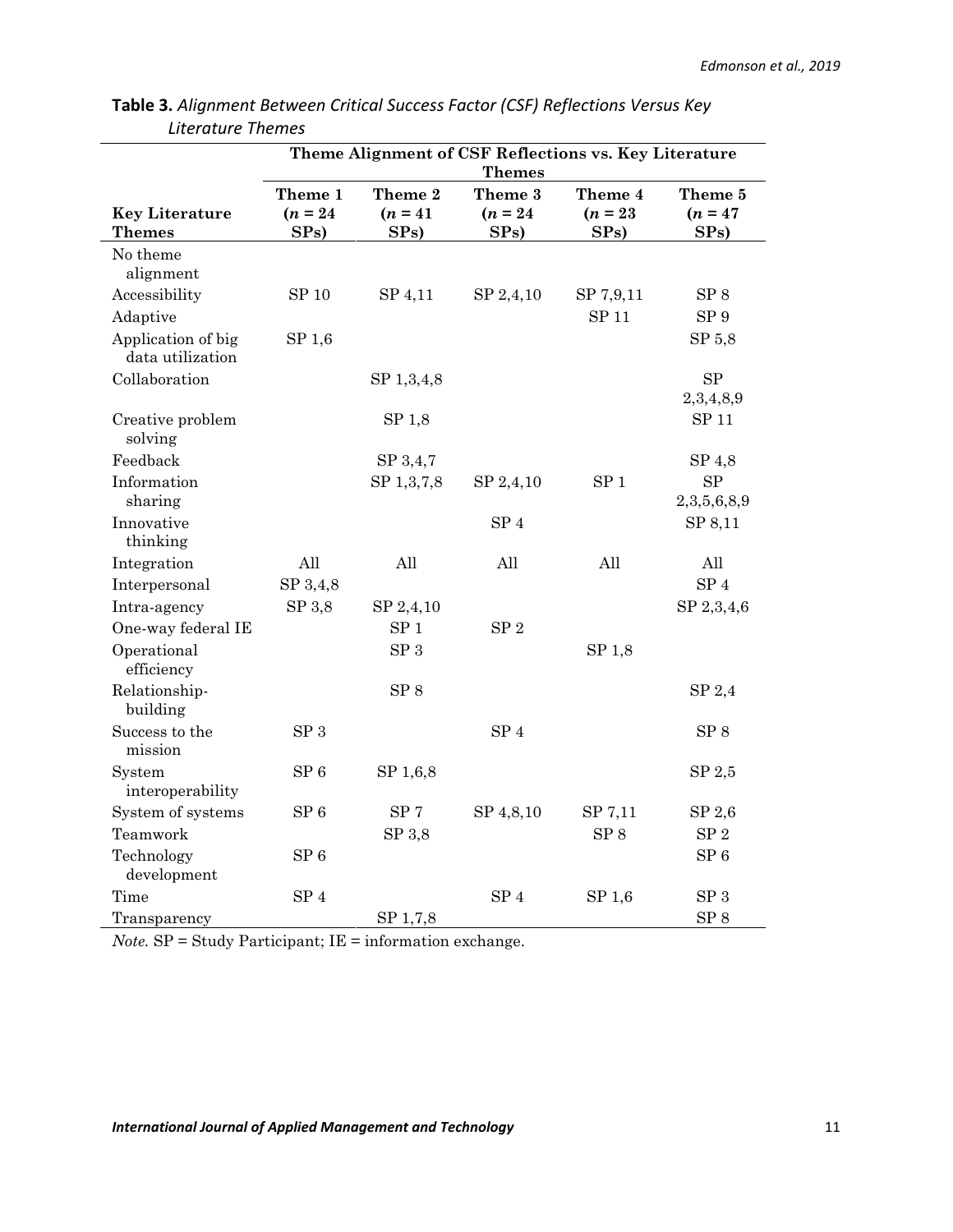**Table 3.** *Alignment Between Critical Success Factor (CSF) Reflections Versus Key Literature Themes*

| | Theme Alignment of CSF Reflections vs. Key Literature Themes | | | | |
|---|---|---|---|---|---|
| **Key Literature Themes** | **Theme 1 (*n* = 24 SPs)** | **Theme 2 (*n* = 41 SPs)** | **Theme 3 (*n* = 24 SPs)** | **Theme 4 (*n* = 23 SPs)** | **Theme 5 (*n* = 47 SPs)** |
| No theme alignment | | | | | |
| Accessibility | SP 10 | SP 4,11 | SP 2,4,10 | SP 7,9,11 | SP 8 |
| Adaptive | | | | SP 11 | SP 9 |
| Application of big data utilization | SP 1,6 | | | | SP 5,8 |
| Collaboration | | SP 1,3,4,8 | | | SP 2,3,4,8,9 |
| Creative problem solving | | SP 1,8 | | | SP 11 |
| Feedback | | SP 3,4,7 | | | SP 4,8 |
| Information sharing | | SP 1,3,7,8 | SP 2,4,10 | SP 1 | SP 2,3,5,6,8,9 |
| Innovative thinking | | | SP 4 | | SP 8,11 |
| Integration | All | All | All | All | All |
| Interpersonal | SP 3,4,8 | | | | SP 4 |
| Intra-agency | SP 3,8 | SP 2,4,10 | | | SP 2,3,4,6 |
| One-way federal IE | | SP 1 | SP 2 | | |
| Operational efficiency | | SP 3 | | SP 1,8 | |
| Relationship-building | | SP 8 | | | SP 2,4 |
| Success to the mission | SP 3 | | SP 4 | | SP 8 |
| System interoperability | SP 6 | SP 1,6,8 | | | SP 2,5 |
| System of systems | SP 6 | SP 7 | SP 4,8,10 | SP 7,11 | SP 2,6 |
| Teamwork | | SP 3,8 | | SP 8 | SP 2 |
| Technology development | SP 6 | | | | SP 6 |
| Time | SP 4 | | SP 4 | SP 1,6 | SP 3 |
| Transparency | | SP 1,7,8 | | | SP 8 |

*Note.* SP = Study Participant; IE = information exchange.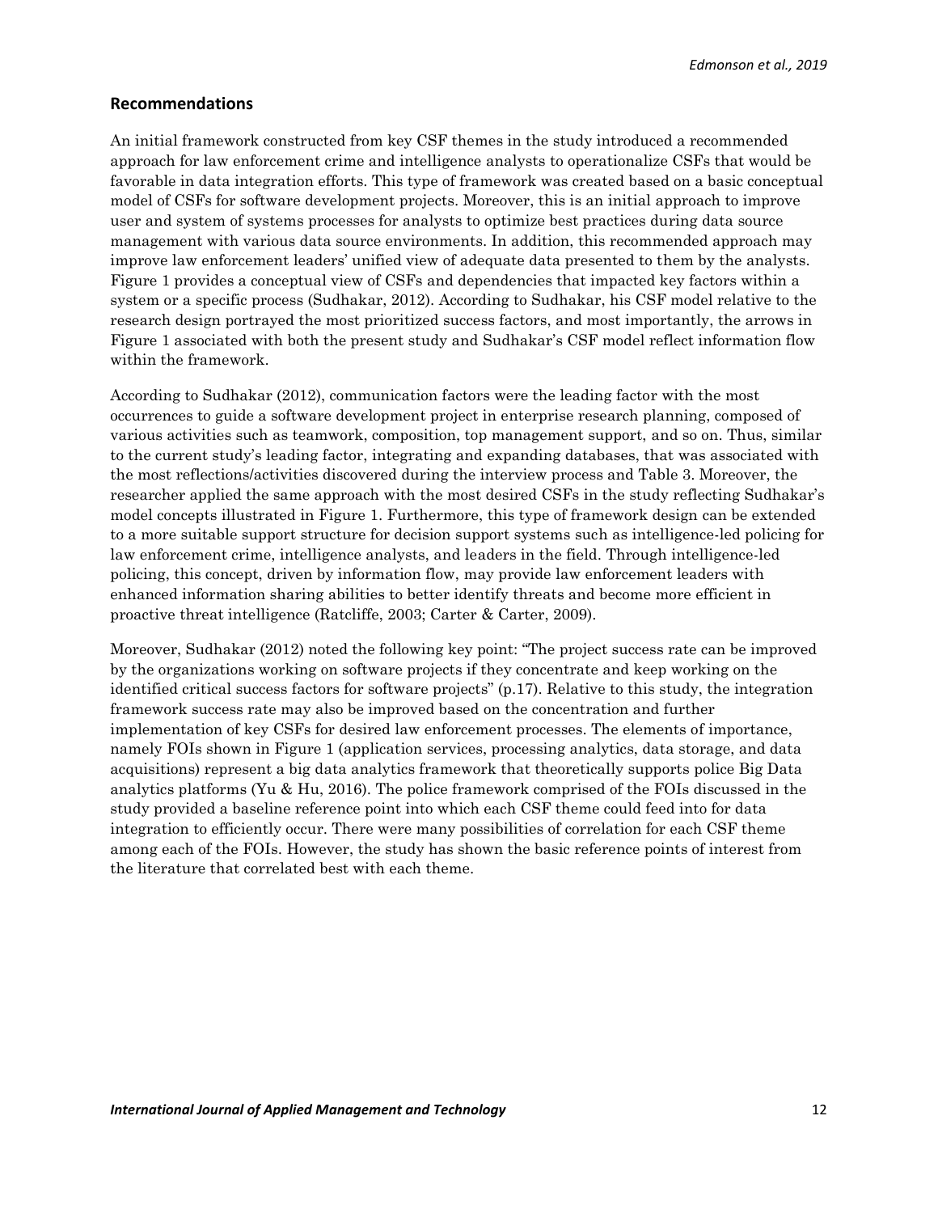## Recommendations

An initial framework constructed from key CSF themes in the study introduced a recommended approach for law enforcement crime and intelligence analysts to operationalize CSFs that would be favorable in data integration efforts. This type of framework was created based on a basic conceptual model of CSFs for software development projects. Moreover, this is an initial approach to improve user and system of systems processes for analysts to optimize best practices during data source management with various data source environments. In addition, this recommended approach may improve law enforcement leaders' unified view of adequate data presented to them by the analysts. Figure 1 provides a conceptual view of CSFs and dependencies that impacted key factors within a system or a specific process (Sudhakar, 2012). According to Sudhakar, his CSF model relative to the research design portrayed the most prioritized success factors, and most importantly, the arrows in Figure 1 associated with both the present study and Sudhakar's CSF model reflect information flow within the framework.

According to Sudhakar (2012), communication factors were the leading factor with the most occurrences to guide a software development project in enterprise research planning, composed of various activities such as teamwork, composition, top management support, and so on. Thus, similar to the current study's leading factor, integrating and expanding databases, that was associated with the most reflections/activities discovered during the interview process and Table 3. Moreover, the researcher applied the same approach with the most desired CSFs in the study reflecting Sudhakar's model concepts illustrated in Figure 1. Furthermore, this type of framework design can be extended to a more suitable support structure for decision support systems such as intelligence-led policing for law enforcement crime, intelligence analysts, and leaders in the field. Through intelligence-led policing, this concept, driven by information flow, may provide law enforcement leaders with enhanced information sharing abilities to better identify threats and become more efficient in proactive threat intelligence (Ratcliffe, 2003; Carter & Carter, 2009).

Moreover, Sudhakar (2012) noted the following key point: "The project success rate can be improved by the organizations working on software projects if they concentrate and keep working on the identified critical success factors for software projects" (p.17). Relative to this study, the integration framework success rate may also be improved based on the concentration and further implementation of key CSFs for desired law enforcement processes. The elements of importance, namely FOIs shown in Figure 1 (application services, processing analytics, data storage, and data acquisitions) represent a big data analytics framework that theoretically supports police Big Data analytics platforms (Yu & Hu, 2016). The police framework comprised of the FOIs discussed in the study provided a baseline reference point into which each CSF theme could feed into for data integration to efficiently occur. There were many possibilities of correlation for each CSF theme among each of the FOIs. However, the study has shown the basic reference points of interest from the literature that correlated best with each theme.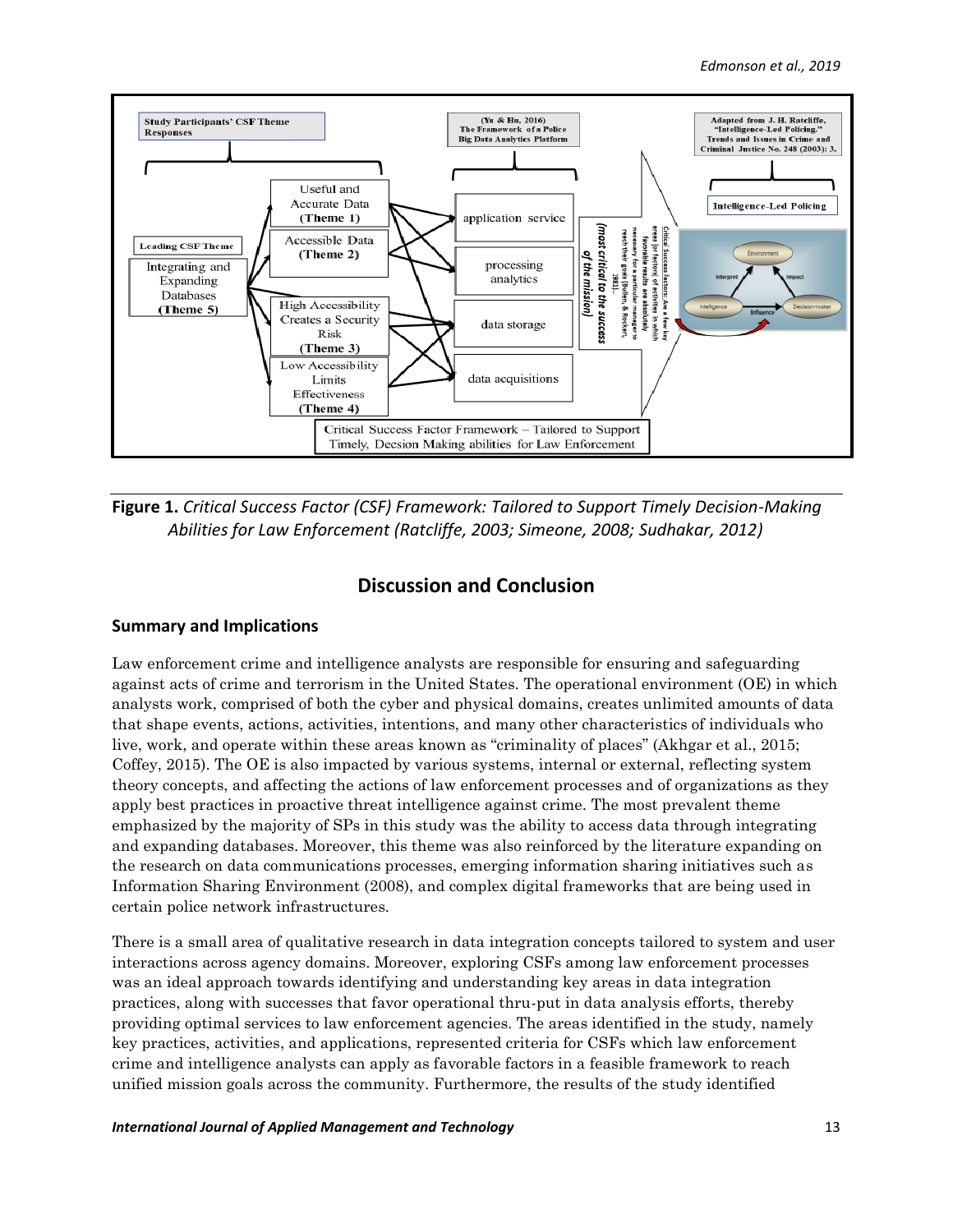**Figure 1.** *Critical Success Factor (CSF) Framework: Tailored to Support Timely Decision-Making Abilities for Law Enforcement (Ratcliffe, 2003; Simeone, 2008; Sudhakar, 2012)*

## Discussion and Conclusion

### Summary and Implications

Law enforcement crime and intelligence analysts are responsible for ensuring and safeguarding against acts of crime and terrorism in the United States. The operational environment (OE) in which analysts work, comprised of both the cyber and physical domains, creates unlimited amounts of data that shape events, actions, activities, intentions, and many other characteristics of individuals who live, work, and operate within these areas known as "criminality of places" (Akhgar et al., 2015; Coffey, 2015). The OE is also impacted by various systems, internal or external, reflecting system theory concepts, and affecting the actions of law enforcement processes and of organizations as they apply best practices in proactive threat intelligence against crime. The most prevalent theme emphasized by the majority of SPs in this study was the ability to access data through integrating and expanding databases. Moreover, this theme was also reinforced by the literature expanding on the research on data communications processes, emerging information sharing initiatives such as Information Sharing Environment (2008), and complex digital frameworks that are being used in certain police network infrastructures.

There is a small area of qualitative research in data integration concepts tailored to system and user interactions across agency domains. Moreover, exploring CSFs among law enforcement processes was an ideal approach towards identifying and understanding key areas in data integration practices, along with successes that favor operational thru-put in data analysis efforts, thereby providing optimal services to law enforcement agencies. The areas identified in the study, namely key practices, activities, and applications, represented criteria for CSFs which law enforcement crime and intelligence analysts can apply as favorable factors in a feasible framework to reach unified mission goals across the community. Furthermore, the results of the study identified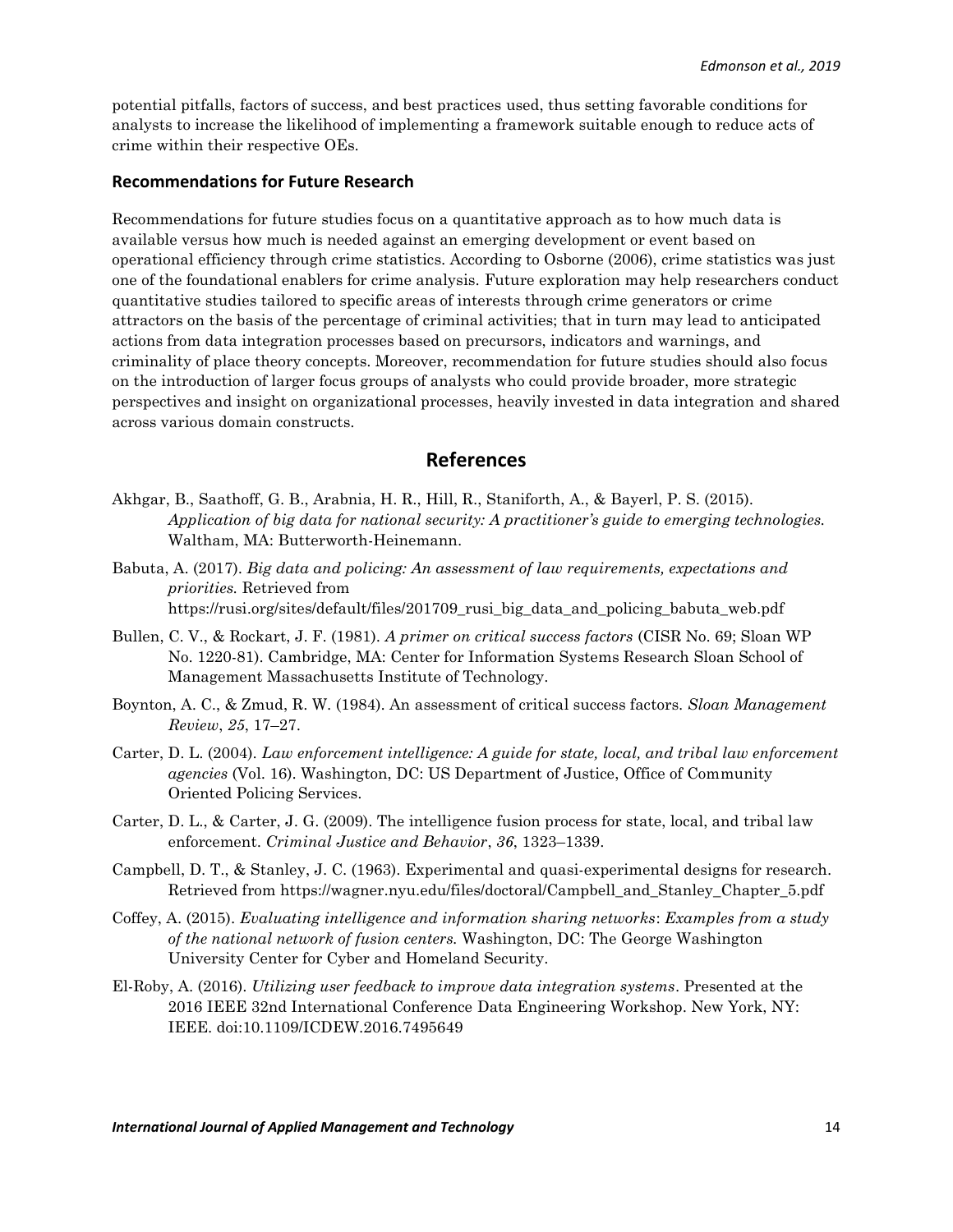potential pitfalls, factors of success, and best practices used, thus setting favorable conditions for analysts to increase the likelihood of implementing a framework suitable enough to reduce acts of crime within their respective OEs.

### Recommendations for Future Research

Recommendations for future studies focus on a quantitative approach as to how much data is available versus how much is needed against an emerging development or event based on operational efficiency through crime statistics. According to Osborne (2006), crime statistics was just one of the foundational enablers for crime analysis. Future exploration may help researchers conduct quantitative studies tailored to specific areas of interests through crime generators or crime attractors on the basis of the percentage of criminal activities; that in turn may lead to anticipated actions from data integration processes based on precursors, indicators and warnings, and criminality of place theory concepts. Moreover, recommendation for future studies should also focus on the introduction of larger focus groups of analysts who could provide broader, more strategic perspectives and insight on organizational processes, heavily invested in data integration and shared across various domain constructs.

## References

Akhgar, B., Saathoff, G. B., Arabnia, H. R., Hill, R., Staniforth, A., & Bayerl, P. S. (2015). *Application of big data for national security: A practitioner's guide to emerging technologies.* Waltham, MA: Butterworth-Heinemann.

Babuta, A. (2017). *Big data and policing: An assessment of law requirements, expectations and priorities.* Retrieved from https://rusi.org/sites/default/files/201709_rusi_big_data_and_policing_babuta_web.pdf

Bullen, C. V., & Rockart, J. F. (1981). *A primer on critical success factors* (CISR No. 69; Sloan WP No. 1220-81). Cambridge, MA: Center for Information Systems Research Sloan School of Management Massachusetts Institute of Technology.

Boynton, A. C., & Zmud, R. W. (1984). An assessment of critical success factors. *Sloan Management Review*, *25*, 17–27.

Carter, D. L. (2004). *Law enforcement intelligence: A guide for state, local, and tribal law enforcement agencies* (Vol. 16). Washington, DC: US Department of Justice, Office of Community Oriented Policing Services.

Carter, D. L., & Carter, J. G. (2009). The intelligence fusion process for state, local, and tribal law enforcement. *Criminal Justice and Behavior*, *36*, 1323–1339.

Campbell, D. T., & Stanley, J. C. (1963). Experimental and quasi-experimental designs for research. Retrieved from https://wagner.nyu.edu/files/doctoral/Campbell_and_Stanley_Chapter_5.pdf

Coffey, A. (2015). *Evaluating intelligence and information sharing networks*: *Examples from a study of the national network of fusion centers.* Washington, DC: The George Washington University Center for Cyber and Homeland Security.

El-Roby, A. (2016). *Utilizing user feedback to improve data integration systems*. Presented at the 2016 IEEE 32nd International Conference Data Engineering Workshop. New York, NY: IEEE. doi:10.1109/ICDEW.2016.7495649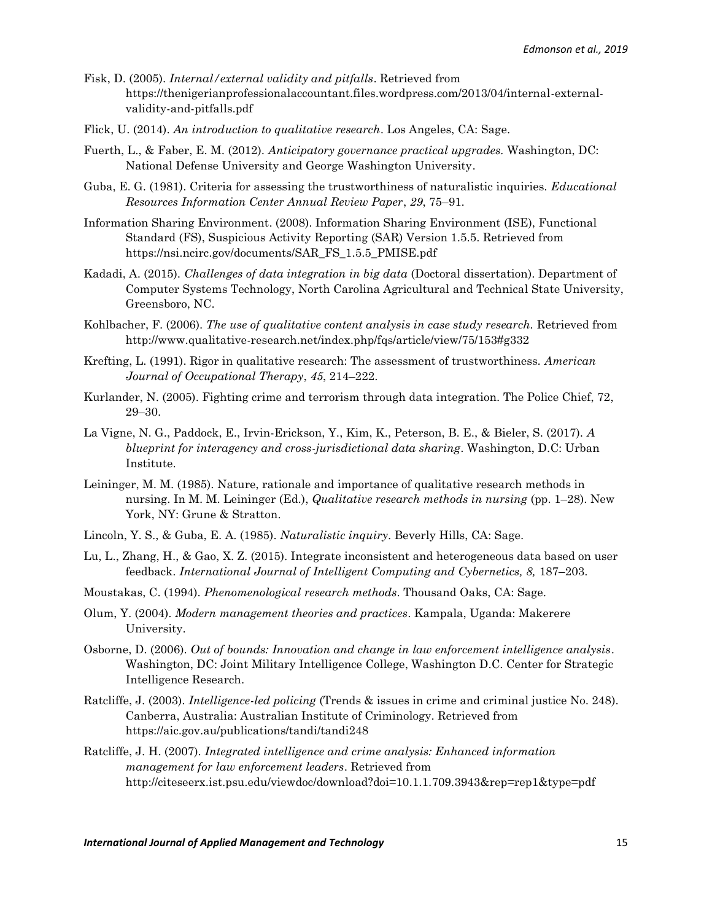Fisk, D. (2005). *Internal/external validity and pitfalls*. Retrieved from https://thenigerianprofessionalaccountant.files.wordpress.com/2013/04/internal-external-validity-and-pitfalls.pdf

Flick, U. (2014). *An introduction to qualitative research*. Los Angeles, CA: Sage.

Fuerth, L., & Faber, E. M. (2012). *Anticipatory governance practical upgrades.* Washington, DC: National Defense University and George Washington University.

Guba, E. G. (1981). Criteria for assessing the trustworthiness of naturalistic inquiries. *Educational Resources Information Center Annual Review Paper*, *29*, 75–91.

Information Sharing Environment. (2008). Information Sharing Environment (ISE), Functional Standard (FS), Suspicious Activity Reporting (SAR) Version 1.5.5. Retrieved from https://nsi.ncirc.gov/documents/SAR_FS_1.5.5_PMISE.pdf

Kadadi, A. (2015). *Challenges of data integration in big data* (Doctoral dissertation). Department of Computer Systems Technology, North Carolina Agricultural and Technical State University, Greensboro, NC.

Kohlbacher, F. (2006). *The use of qualitative content analysis in case study research*. Retrieved from http://www.qualitative-research.net/index.php/fqs/article/view/75/153#g332

Krefting, L. (1991). Rigor in qualitative research: The assessment of trustworthiness. *American Journal of Occupational Therapy*, *45*, 214–222.

Kurlander, N. (2005). Fighting crime and terrorism through data integration. The Police Chief, 72, 29–30.

La Vigne, N. G., Paddock, E., Irvin-Erickson, Y., Kim, K., Peterson, B. E., & Bieler, S. (2017). *A blueprint for interagency and cross-jurisdictional data sharing*. Washington, D.C: Urban Institute.

Leininger, M. M. (1985). Nature, rationale and importance of qualitative research methods in nursing. In M. M. Leininger (Ed.), *Qualitative research methods in nursing* (pp. 1–28). New York, NY: Grune & Stratton.

Lincoln, Y. S., & Guba, E. A. (1985). *Naturalistic inquiry*. Beverly Hills, CA: Sage.

Lu, L., Zhang, H., & Gao, X. Z. (2015). Integrate inconsistent and heterogeneous data based on user feedback. *International Journal of Intelligent Computing and Cybernetics, 8,* 187–203.

Moustakas, C. (1994). *Phenomenological research methods*. Thousand Oaks, CA: Sage.

Olum, Y. (2004). *Modern management theories and practices*. Kampala, Uganda: Makerere University.

Osborne, D. (2006). *Out of bounds: Innovation and change in law enforcement intelligence analysis*. Washington, DC: Joint Military Intelligence College, Washington D.C. Center for Strategic Intelligence Research.

Ratcliffe, J. (2003). *Intelligence-led policing* (Trends & issues in crime and criminal justice No. 248). Canberra, Australia: Australian Institute of Criminology. Retrieved from https://aic.gov.au/publications/tandi/tandi248

Ratcliffe, J. H. (2007). *Integrated intelligence and crime analysis: Enhanced information management for law enforcement leaders*. Retrieved from http://citeseerx.ist.psu.edu/viewdoc/download?doi=10.1.1.709.3943&rep=rep1&type=pdf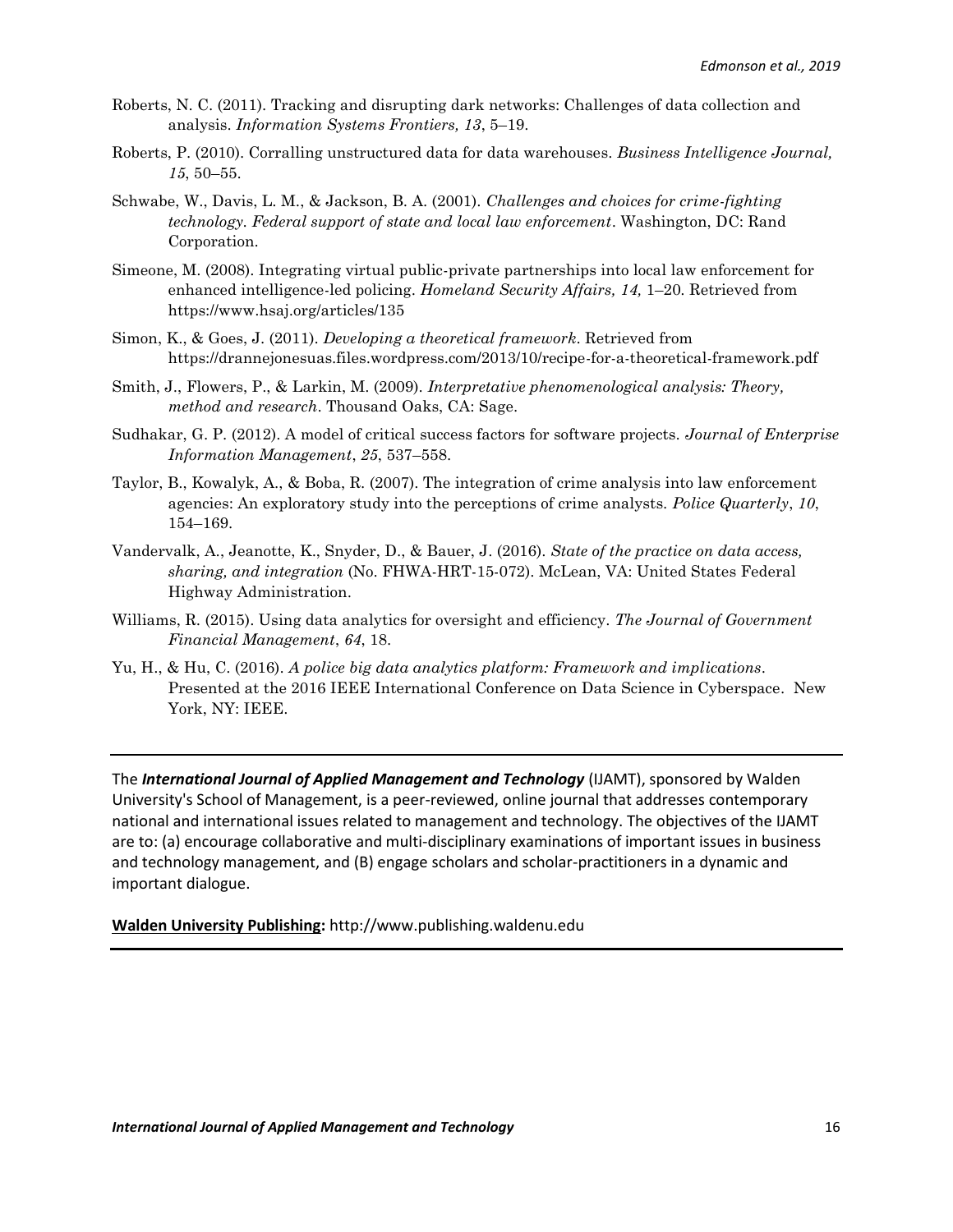Roberts, N. C. (2011). Tracking and disrupting dark networks: Challenges of data collection and analysis. *Information Systems Frontiers, 13*, 5–19.

Roberts, P. (2010). Corralling unstructured data for data warehouses. *Business Intelligence Journal, 15*, 50–55.

Schwabe, W., Davis, L. M., & Jackson, B. A. (2001). *Challenges and choices for crime-fighting technology. Federal support of state and local law enforcement*. Washington, DC: Rand Corporation.

Simeone, M. (2008). Integrating virtual public-private partnerships into local law enforcement for enhanced intelligence-led policing. *Homeland Security Affairs, 14,* 1–20. Retrieved from https://www.hsaj.org/articles/135

Simon, K., & Goes, J. (2011). *Developing a theoretical framework*. Retrieved from https://drannejonesuas.files.wordpress.com/2013/10/recipe-for-a-theoretical-framework.pdf

Smith, J., Flowers, P., & Larkin, M. (2009). *Interpretative phenomenological analysis: Theory, method and research*. Thousand Oaks, CA: Sage.

Sudhakar, G. P. (2012). A model of critical success factors for software projects. *Journal of Enterprise Information Management*, *25*, 537–558.

Taylor, B., Kowalyk, A., & Boba, R. (2007). The integration of crime analysis into law enforcement agencies: An exploratory study into the perceptions of crime analysts. *Police Quarterly*, *10*, 154–169.

Vandervalk, A., Jeanotte, K., Snyder, D., & Bauer, J. (2016). *State of the practice on data access, sharing, and integration* (No. FHWA-HRT-15-072). McLean, VA: United States Federal Highway Administration.

Williams, R. (2015). Using data analytics for oversight and efficiency. *The Journal of Government Financial Management*, *64*, 18.

Yu, H., & Hu, C. (2016). *A police big data analytics platform: Framework and implications*. Presented at the 2016 IEEE International Conference on Data Science in Cyberspace. New York, NY: IEEE.

---

The ***International Journal of Applied Management and Technology*** (IJAMT), sponsored by Walden University's School of Management, is a peer-reviewed, online journal that addresses contemporary national and international issues related to management and technology. The objectives of the IJAMT are to: (a) encourage collaborative and multi-disciplinary examinations of important issues in business and technology management, and (B) engage scholars and scholar-practitioners in a dynamic and important dialogue.

**Walden University Publishing:** http://www.publishing.waldenu.edu

---